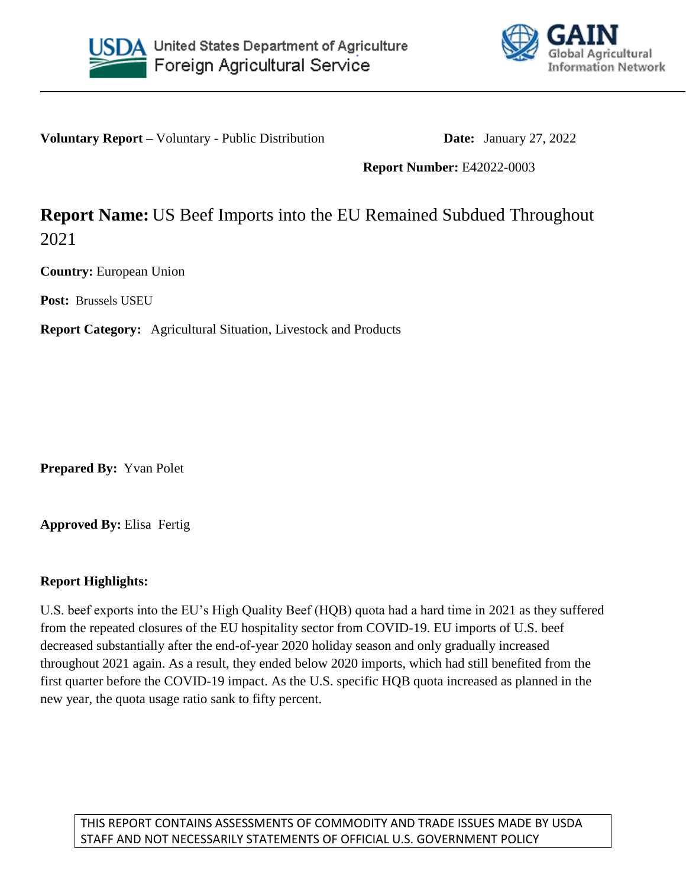**Voluntary Report –** Voluntary - Public Distribution

**Date:** January 27, 2022

**Report Number:** E42022-0003

# **Report Name:** US Beef Imports into the EU Remained Subdued Throughout 2021

**Country:** European Union

**Post:** Brussels USEU

**Report Category:** Agricultural Situation, Livestock and Products

**Prepared By:** Yvan Polet

**Approved By:** Elisa Fertig

**Report Highlights:**

U.S. beef exports into the EU's High Quality Beef (HQB) quota had a hard time in 2021 as they suffered from the repeated closures of the EU hospitality sector from COVID-19. EU imports of U.S. beef decreased substantially after the end-of-year 2020 holiday season and only gradually increased throughout 2021 again. As a result, they ended below 2020 imports, which had still benefited from the first quarter before the COVID-19 impact. As the U.S. specific HQB quota increased as planned in the new year, the quota usage ratio sank to fifty percent.

THIS REPORT CONTAINS ASSESSMENTS OF COMMODITY AND TRADE ISSUES MADE BY USDA STAFF AND NOT NECESSARILY STATEMENTS OF OFFICIAL U.S. GOVERNMENT POLICY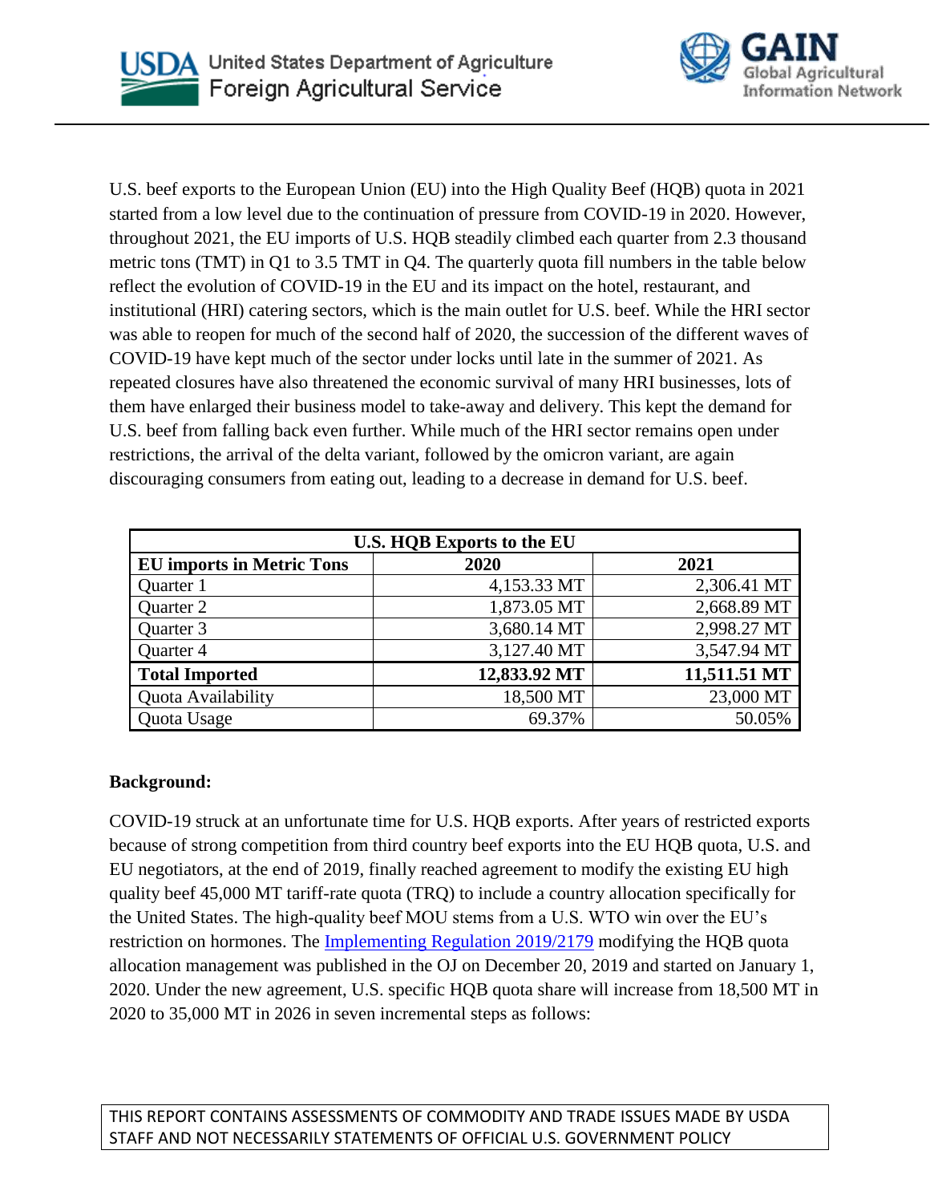U.S. beef exports to the European Union (EU) into the High Quality Beef (HQB) quota in 2021 started from a low level due to the continuation of pressure from COVID-19 in 2020. However, throughout 2021, the EU imports of U.S. HQB steadily climbed each quarter from 2.3 thousand metric tons (TMT) in Q1 to 3.5 TMT in Q4. The quarterly quota fill numbers in the table below reflect the evolution of COVID-19 in the EU and its impact on the hotel, restaurant, and institutional (HRI) catering sectors, which is the main outlet for U.S. beef. While the HRI sector was able to reopen for much of the second half of 2020, the succession of the different waves of COVID-19 have kept much of the sector under locks until late in the summer of 2021. As repeated closures have also threatened the economic survival of many HRI businesses, lots of them have enlarged their business model to take-away and delivery. This kept the demand for U.S. beef from falling back even further. While much of the HRI sector remains open under restrictions, the arrival of the delta variant, followed by the omicron variant, are again discouraging consumers from eating out, leading to a decrease in demand for U.S. beef.

| U.S. HQB Exports to the EU | | |
|---|---|---|
| **EU imports in Metric Tons** | **2020** | **2021** |
| Quarter 1 | 4,153.33 MT | 2,306.41 MT |
| Quarter 2 | 1,873.05 MT | 2,668.89 MT |
| Quarter 3 | 3,680.14 MT | 2,998.27 MT |
| Quarter 4 | 3,127.40 MT | 3,547.94 MT |
| **Total Imported** | **12,833.92 MT** | **11,511.51 MT** |
| Quota Availability | 18,500 MT | 23,000 MT |
| Quota Usage | 69.37% | 50.05% |

**Background:**

COVID-19 struck at an unfortunate time for U.S. HQB exports. After years of restricted exports because of strong competition from third country beef exports into the EU HQB quota, U.S. and EU negotiators, at the end of 2019, finally reached agreement to modify the existing EU high quality beef 45,000 MT tariff-rate quota (TRQ) to include a country allocation specifically for the United States. The high-quality beef MOU stems from a U.S. WTO win over the EU's restriction on hormones. The Implementing Regulation 2019/2179 modifying the HQB quota allocation management was published in the OJ on December 20, 2019 and started on January 1, 2020. Under the new agreement, U.S. specific HQB quota share will increase from 18,500 MT in 2020 to 35,000 MT in 2026 in seven incremental steps as follows: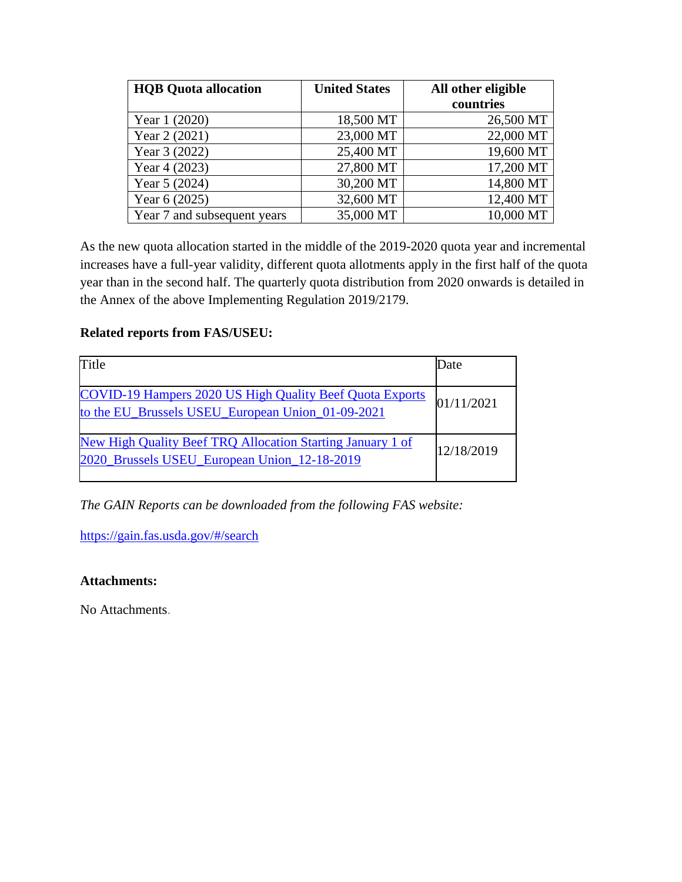| HQB Quota allocation | United States | All other eligible countries |
|---|---|---|
| Year 1 (2020) | 18,500 MT | 26,500 MT |
| Year 2 (2021) | 23,000 MT | 22,000 MT |
| Year 3 (2022) | 25,400 MT | 19,600 MT |
| Year 4 (2023) | 27,800 MT | 17,200 MT |
| Year 5 (2024) | 30,200 MT | 14,800 MT |
| Year 6 (2025) | 32,600 MT | 12,400 MT |
| Year 7 and subsequent years | 35,000 MT | 10,000 MT |

As the new quota allocation started in the middle of the 2019-2020 quota year and incremental increases have a full-year validity, different quota allotments apply in the first half of the quota year than in the second half. The quarterly quota distribution from 2020 onwards is detailed in the Annex of the above Implementing Regulation 2019/2179.

**Related reports from FAS/USEU:**

| Title | Date |
|---|---|
| COVID-19 Hampers 2020 US High Quality Beef Quota Exports to the EU_Brussels USEU_European Union_01-09-2021 | 01/11/2021 |
| New High Quality Beef TRQ Allocation Starting January 1 of 2020_Brussels USEU_European Union_12-18-2019 | 12/18/2019 |

*The GAIN Reports can be downloaded from the following FAS website:*

https://gain.fas.usda.gov/#/search

**Attachments:**

No Attachments.